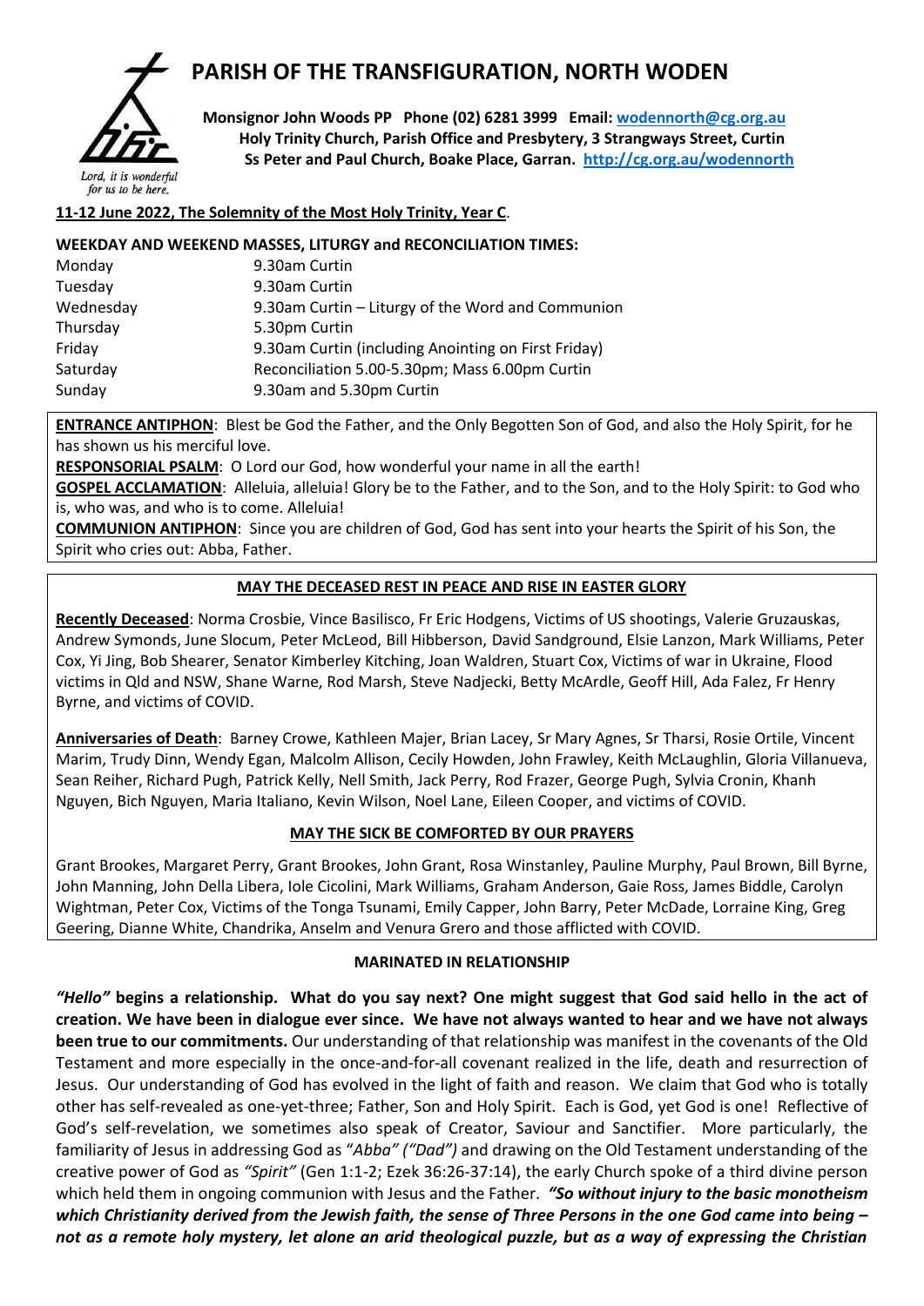# PARISH OF THE TRANSFIGURATION, NORTH WODEN

Lord, it is wonderful for us to be here.

**Monsignor John Woods PP Phone (02) 6281 3999 Email: wodennorth@cg.org.au**
**Holy Trinity Church, Parish Office and Presbytery, 3 Strangways Street, Curtin**
**Ss Peter and Paul Church, Boake Place, Garran. http://cg.org.au/wodennorth**

**11-12 June 2022, The Solemnity of the Most Holy Trinity, Year C**.

**WEEKDAY AND WEEKEND MASSES, LITURGY and RECONCILIATION TIMES:**

| | |
|---|---|
| Monday | 9.30am Curtin |
| Tuesday | 9.30am Curtin |
| Wednesday | 9.30am Curtin – Liturgy of the Word and Communion |
| Thursday | 5.30pm Curtin |
| Friday | 9.30am Curtin (including Anointing on First Friday) |
| Saturday | Reconciliation 5.00-5.30pm; Mass 6.00pm Curtin |
| Sunday | 9.30am and 5.30pm Curtin |

**ENTRANCE ANTIPHON**: Blest be God the Father, and the Only Begotten Son of God, and also the Holy Spirit, for he has shown us his merciful love.

**RESPONSORIAL PSALM**: O Lord our God, how wonderful your name in all the earth!

**GOSPEL ACCLAMATION**: Alleluia, alleluia! Glory be to the Father, and to the Son, and to the Holy Spirit: to God who is, who was, and who is to come. Alleluia!

**COMMUNION ANTIPHON**: Since you are children of God, God has sent into your hearts the Spirit of his Son, the Spirit who cries out: Abba, Father.

## MAY THE DECEASED REST IN PEACE AND RISE IN EASTER GLORY

**Recently Deceased**: Norma Crosbie, Vince Basilisco, Fr Eric Hodgens, Victims of US shootings, Valerie Gruzauskas, Andrew Symonds, June Slocum, Peter McLeod, Bill Hibberson, David Sandground, Elsie Lanzon, Mark Williams, Peter Cox, Yi Jing, Bob Shearer, Senator Kimberley Kitching, Joan Waldren, Stuart Cox, Victims of war in Ukraine, Flood victims in Qld and NSW, Shane Warne, Rod Marsh, Steve Nadjecki, Betty McArdle, Geoff Hill, Ada Falez, Fr Henry Byrne, and victims of COVID.

**Anniversaries of Death**: Barney Crowe, Kathleen Majer, Brian Lacey, Sr Mary Agnes, Sr Tharsi, Rosie Ortile, Vincent Marim, Trudy Dinn, Wendy Egan, Malcolm Allison, Cecily Howden, John Frawley, Keith McLaughlin, Gloria Villanueva, Sean Reiher, Richard Pugh, Patrick Kelly, Nell Smith, Jack Perry, Rod Frazer, George Pugh, Sylvia Cronin, Khanh Nguyen, Bich Nguyen, Maria Italiano, Kevin Wilson, Noel Lane, Eileen Cooper, and victims of COVID.

## MAY THE SICK BE COMFORTED BY OUR PRAYERS

Grant Brookes, Margaret Perry, Grant Brookes, John Grant, Rosa Winstanley, Pauline Murphy, Paul Brown, Bill Byrne, John Manning, John Della Libera, Iole Cicolini, Mark Williams, Graham Anderson, Gaie Ross, James Biddle, Carolyn Wightman, Peter Cox, Victims of the Tonga Tsunami, Emily Capper, John Barry, Peter McDade, Lorraine King, Greg Geering, Dianne White, Chandrika, Anselm and Venura Grero and those afflicted with COVID.

## MARINATED IN RELATIONSHIP

***"Hello"* begins a relationship. What do you say next? One might suggest that God said hello in the act of creation. We have been in dialogue ever since. We have not always wanted to hear and we have not always been true to our commitments.** Our understanding of that relationship was manifest in the covenants of the Old Testament and more especially in the once-and-for-all covenant realized in the life, death and resurrection of Jesus. Our understanding of God has evolved in the light of faith and reason. We claim that God who is totally other has self-revealed as one-yet-three; Father, Son and Holy Spirit. Each is God, yet God is one! Reflective of God's self-revelation, we sometimes also speak of Creator, Saviour and Sanctifier. More particularly, the familiarity of Jesus in addressing God as "*Abba" ("Dad")* and drawing on the Old Testament understanding of the creative power of God as *"Spirit"* (Gen 1:1-2; Ezek 36:26-37:14), the early Church spoke of a third divine person which held them in ongoing communion with Jesus and the Father. ***"So without injury to the basic monotheism which Christianity derived from the Jewish faith, the sense of Three Persons in the one God came into being – not as a remote holy mystery, let alone an arid theological puzzle, but as a way of expressing the Christian***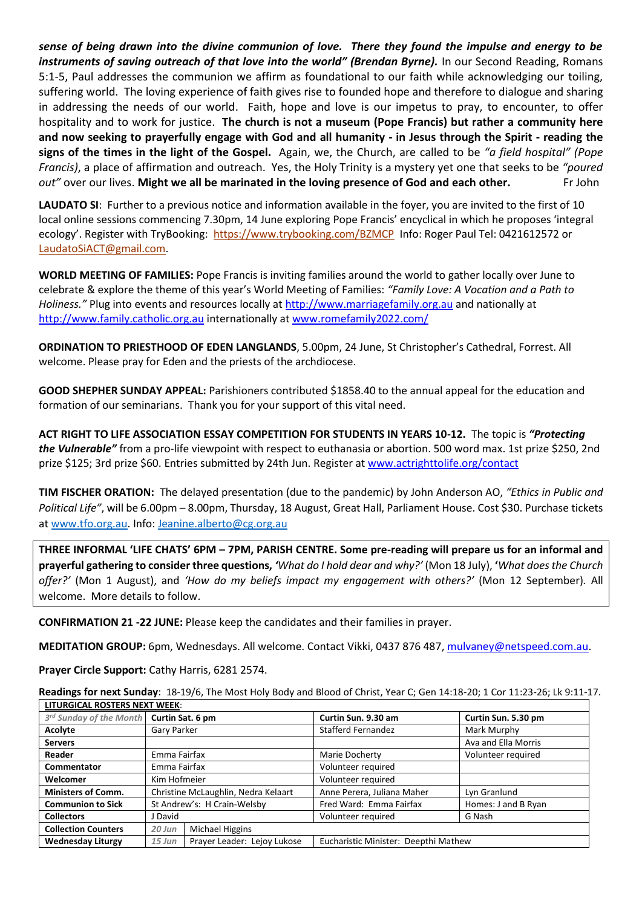***sense of being drawn into the divine communion of love. There they found the impulse and energy to be instruments of saving outreach of that love into the world" (Brendan Byrne).*** In our Second Reading, Romans 5:1-5, Paul addresses the communion we affirm as foundational to our faith while acknowledging our toiling, suffering world. The loving experience of faith gives rise to founded hope and therefore to dialogue and sharing in addressing the needs of our world. Faith, hope and love is our impetus to pray, to encounter, to offer hospitality and to work for justice. **The church is not a museum (Pope Francis) but rather a community here and now seeking to prayerfully engage with God and all humanity - in Jesus through the Spirit - reading the signs of the times in the light of the Gospel.** Again, we, the Church, are called to be *"a field hospital" (Pope Francis)*, a place of affirmation and outreach. Yes, the Holy Trinity is a mystery yet one that seeks to be *"poured out"* over our lives. **Might we all be marinated in the loving presence of God and each other.** Fr John

**LAUDATO SI**: Further to a previous notice and information available in the foyer, you are invited to the first of 10 local online sessions commencing 7.30pm, 14 June exploring Pope Francis' encyclical in which he proposes 'integral ecology'. Register with TryBooking: https://www.trybooking.com/BZMCP Info: Roger Paul Tel: 0421612572 or LaudatoSiACT@gmail.com.

**WORLD MEETING OF FAMILIES:** Pope Francis is inviting families around the world to gather locally over June to celebrate & explore the theme of this year's World Meeting of Families: *"Family Love: A Vocation and a Path to Holiness."* Plug into events and resources locally at http://www.marriagefamily.org.au and nationally at http://www.family.catholic.org.au internationally at www.romefamily2022.com/

**ORDINATION TO PRIESTHOOD OF EDEN LANGLANDS**, 5.00pm, 24 June, St Christopher's Cathedral, Forrest. All welcome. Please pray for Eden and the priests of the archdiocese.

**GOOD SHEPHER SUNDAY APPEAL:** Parishioners contributed $1858.40 to the annual appeal for the education and formation of our seminarians. Thank you for your support of this vital need.

**ACT RIGHT TO LIFE ASSOCIATION ESSAY COMPETITION FOR STUDENTS IN YEARS 10-12.** The topic is ***"Protecting the Vulnerable"*** from a pro-life viewpoint with respect to euthanasia or abortion. 500 word max. 1st prize $250, 2nd prize $125; 3rd prize $60. Entries submitted by 24th Jun. Register at www.actrighttolife.org/contact

**TIM FISCHER ORATION:** The delayed presentation (due to the pandemic) by John Anderson AO, *"Ethics in Public and Political Life"*, will be 6.00pm – 8.00pm, Thursday, 18 August, Great Hall, Parliament House. Cost $30. Purchase tickets at www.tfo.org.au. Info: Jeanine.alberto@cg.org.au

**THREE INFORMAL 'LIFE CHATS' 6PM – 7PM, PARISH CENTRE. Some pre-reading will prepare us for an informal and prayerful gathering to consider three questions,** *'What do I hold dear and why?'* (Mon 18 July), **'***What does the Church offer?'* (Mon 1 August), and *'How do my beliefs impact my engagement with others?'* (Mon 12 September). All welcome. More details to follow.

**CONFIRMATION 21 -22 JUNE:** Please keep the candidates and their families in prayer.

**MEDITATION GROUP:** 6pm, Wednesdays. All welcome. Contact Vikki, 0437 876 487, mulvaney@netspeed.com.au.

**Prayer Circle Support:** Cathy Harris, 6281 2574.

**Readings for next Sunday**: 18-19/6, The Most Holy Body and Blood of Christ, Year C; Gen 14:18-20; 1 Cor 11:23-26; Lk 9:11-17.

**LITURGICAL ROSTERS NEXT WEEK**:

| *3rd Sunday of the Month* | **Curtin Sat. 6 pm** | | **Curtin Sun. 9.30 am** | **Curtin Sun. 5.30 pm** |
|---|---|---|---|---|
| **Acolyte** | Gary Parker | | Stafferd Fernandez | Mark Murphy |
| **Servers** | | | | Ava and Ella Morris |
| **Reader** | Emma Fairfax | | Marie Docherty | Volunteer required |
| **Commentator** | Emma Fairfax | | Volunteer required | |
| **Welcomer** | Kim Hofmeier | | Volunteer required | |
| **Ministers of Comm.** | Christine McLaughlin, Nedra Kelaart | | Anne Perera, Juliana Maher | Lyn Granlund |
| **Communion to Sick** | St Andrew's: H Crain-Welsby | | Fred Ward: Emma Fairfax | Homes: J and B Ryan |
| **Collectors** | J David | | Volunteer required | G Nash |
| **Collection Counters** | *20 Jun* | Michael Higgins | | |
| **Wednesday Liturgy** | *15 Jun* | Prayer Leader: Lejoy Lukose | Eucharistic Minister: Deepthi Mathew | |